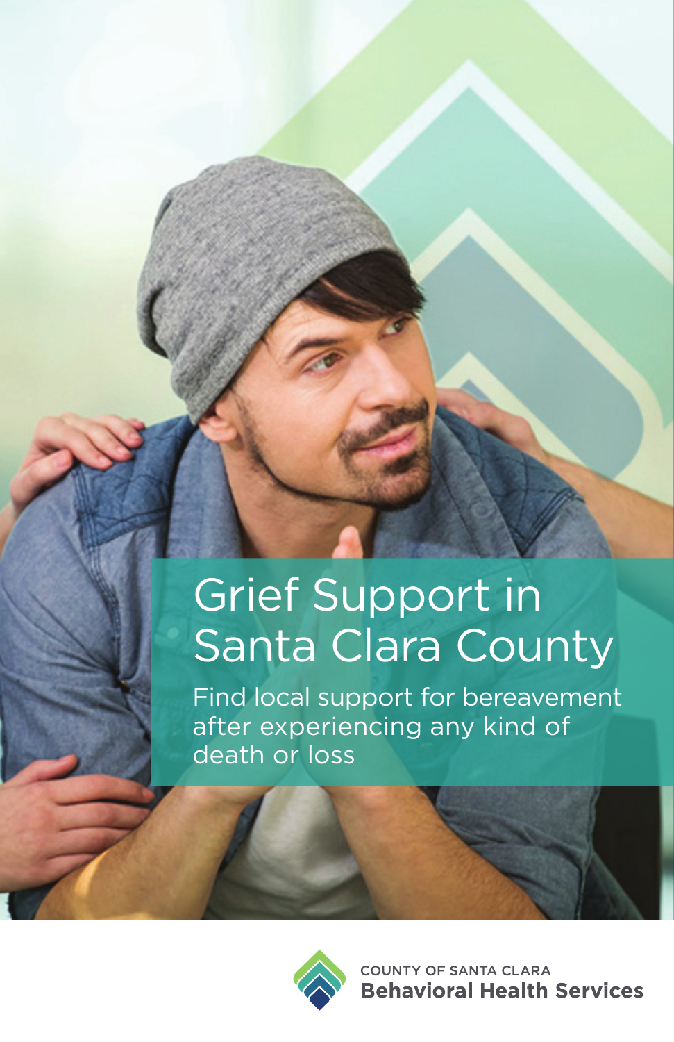# Grief Support in Santa Clara County

Find local support for bereavement after experiencing any kind of death or loss

COUNTY OF SANTA CLARA
**Behavioral Health Services**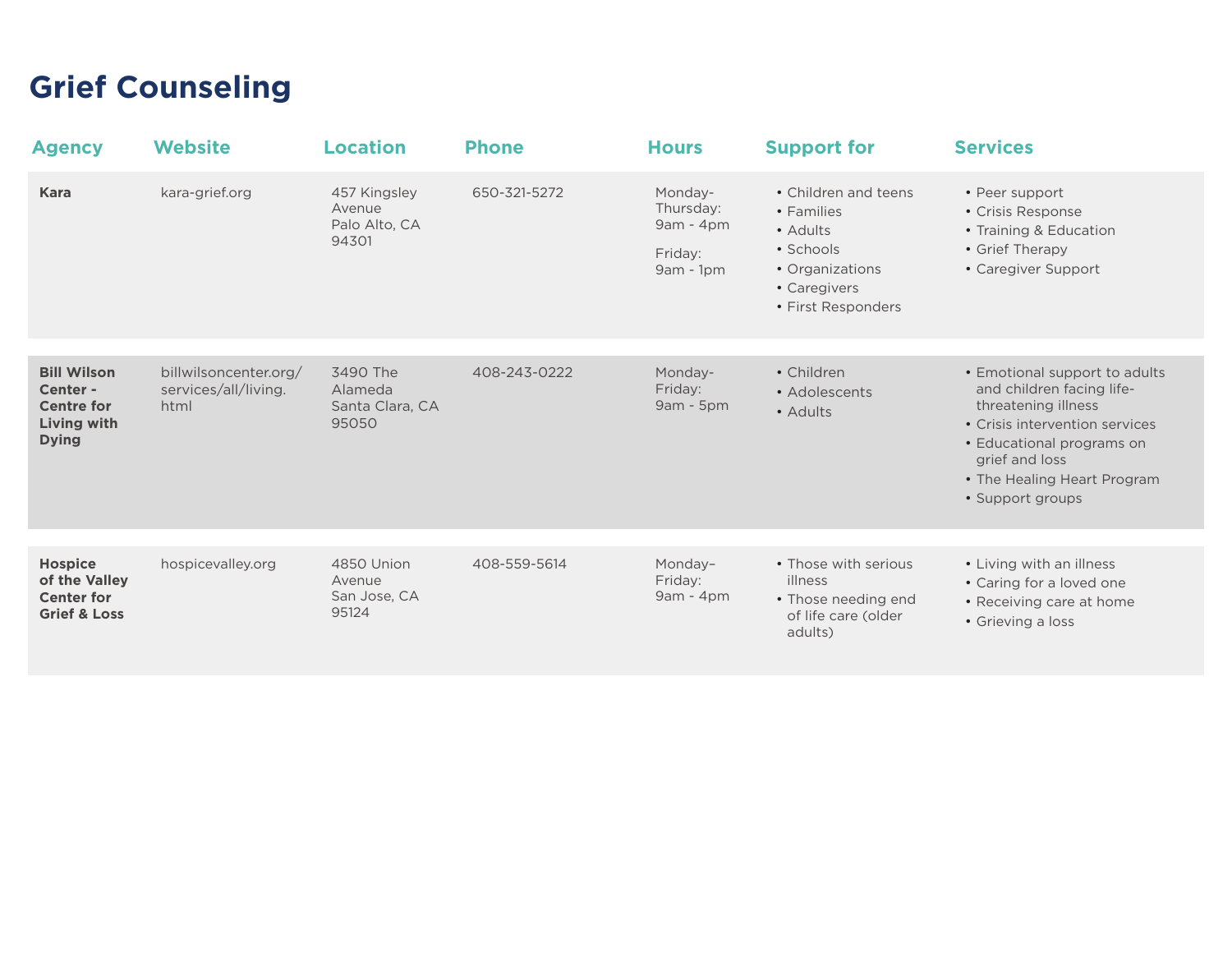# Grief Counseling

| Agency | Website | Location | Phone | Hours | Support for | Services |
| --- | --- | --- | --- | --- | --- | --- |
| **Kara** | kara-grief.org | 457 Kingsley Avenue<br>Palo Alto, CA 94301 | 650-321-5272 | Monday-Thursday: 9am - 4pm<br><br>Friday: 9am - 1pm | • Children and teens<br>• Families<br>• Adults<br>• Schools<br>• Organizations<br>• Caregivers<br>• First Responders | • Peer support<br>• Crisis Response<br>• Training & Education<br>• Grief Therapy<br>• Caregiver Support |
| **Bill Wilson Center - Centre for Living with Dying** | billwilsoncenter.org/services/all/living.html | 3490 The Alameda<br>Santa Clara, CA 95050 | 408-243-0222 | Monday-Friday: 9am - 5pm | • Children<br>• Adolescents<br>• Adults | • Emotional support to adults and children facing life-threatening illness<br>• Crisis intervention services<br>• Educational programs on grief and loss<br>• The Healing Heart Program<br>• Support groups |
| **Hospice of the Valley Center for Grief & Loss** | hospicevalley.org | 4850 Union Avenue<br>San Jose, CA 95124 | 408-559-5614 | Monday–Friday: 9am - 4pm | • Those with serious illness<br>• Those needing end of life care (older adults) | • Living with an illness<br>• Caring for a loved one<br>• Receiving care at home<br>• Grieving a loss |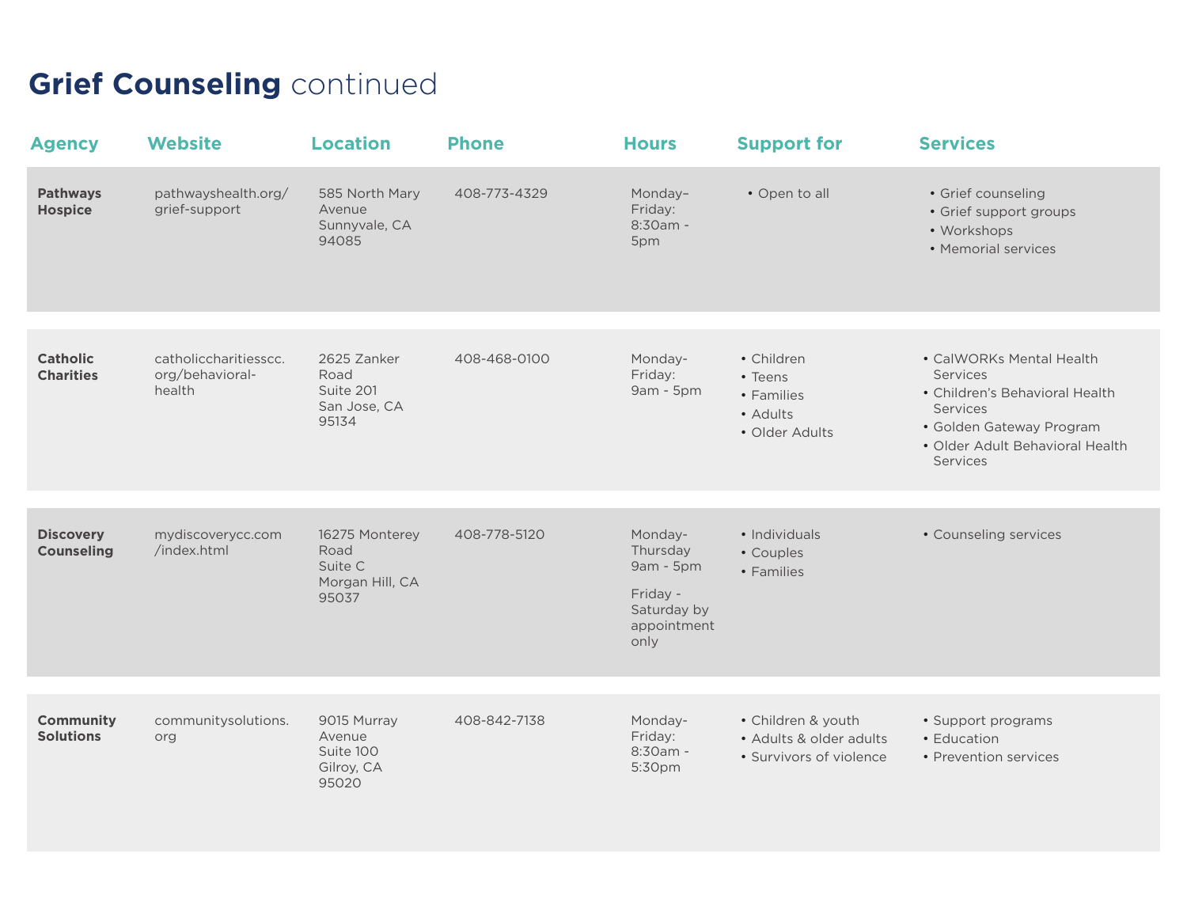# **Grief Counseling** continued

| Agency | Website | Location | Phone | Hours | Support for | Services |
|---|---|---|---|---|---|---|
| **Pathways Hospice** | pathwayshealth.org/grief-support | 585 North Mary Avenue<br>Sunnyvale, CA 94085 | 408-773-4329 | Monday–Friday: 8:30am - 5pm | • Open to all | • Grief counseling<br>• Grief support groups<br>• Workshops<br>• Memorial services |
| **Catholic Charities** | catholiccharitiesscc.org/behavioral-health | 2625 Zanker Road<br>Suite 201<br>San Jose, CA 95134 | 408-468-0100 | Monday-Friday: 9am - 5pm | • Children<br>• Teens<br>• Families<br>• Adults<br>• Older Adults | • CalWORKs Mental Health Services<br>• Children's Behavioral Health Services<br>• Golden Gateway Program<br>• Older Adult Behavioral Health Services |
| **Discovery Counseling** | mydiscoverycc.com/index.html | 16275 Monterey Road<br>Suite C<br>Morgan Hill, CA 95037 | 408-778-5120 | Monday-Thursday 9am - 5pm<br>Friday - Saturday by appointment only | • Individuals<br>• Couples<br>• Families | • Counseling services |
| **Community Solutions** | communitysolutions.org | 9015 Murray Avenue<br>Suite 100<br>Gilroy, CA 95020 | 408-842-7138 | Monday-Friday: 8:30am - 5:30pm | • Children & youth<br>• Adults & older adults<br>• Survivors of violence | • Support programs<br>• Education<br>• Prevention services |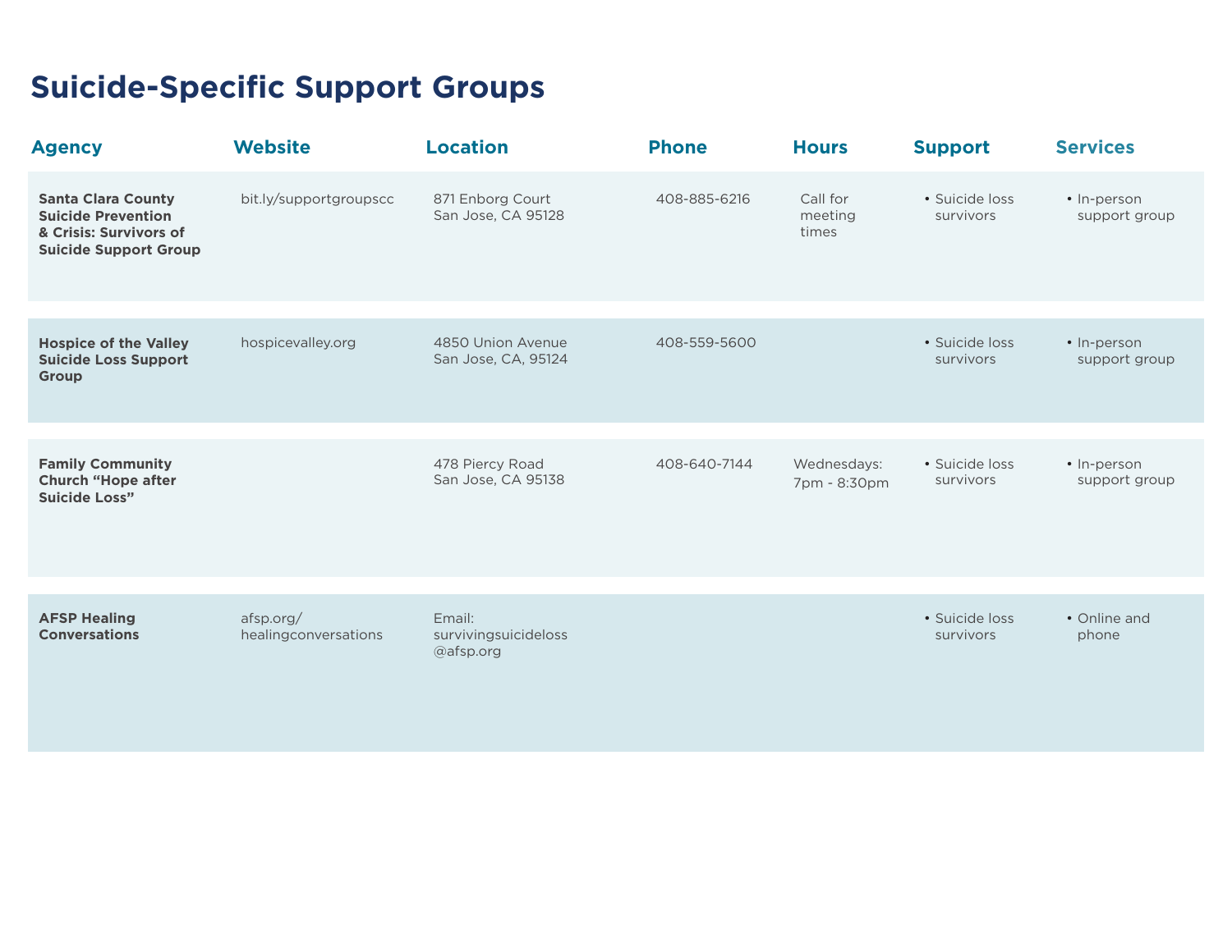# Suicide-Specific Support Groups

| Agency | Website | Location | Phone | Hours | Support | Services |
|---|---|---|---|---|---|---|
| **Santa Clara County Suicide Prevention & Crisis: Survivors of Suicide Support Group** | bit.ly/supportgroupscc | 871 Enborg Court San Jose, CA 95128 | 408-885-6216 | Call for meeting times | • Suicide loss survivors | • In-person support group |
| **Hospice of the Valley Suicide Loss Support Group** | hospicevalley.org | 4850 Union Avenue San Jose, CA, 95124 | 408-559-5600 | | • Suicide loss survivors | • In-person support group |
| **Family Community Church "Hope after Suicide Loss"** | | 478 Piercy Road San Jose, CA 95138 | 408-640-7144 | Wednesdays: 7pm - 8:30pm | • Suicide loss survivors | • In-person support group |
| **AFSP Healing Conversations** | afsp.org/healingconversations | Email: survivingsuicideloss@afsp.org | | | • Suicide loss survivors | • Online and phone |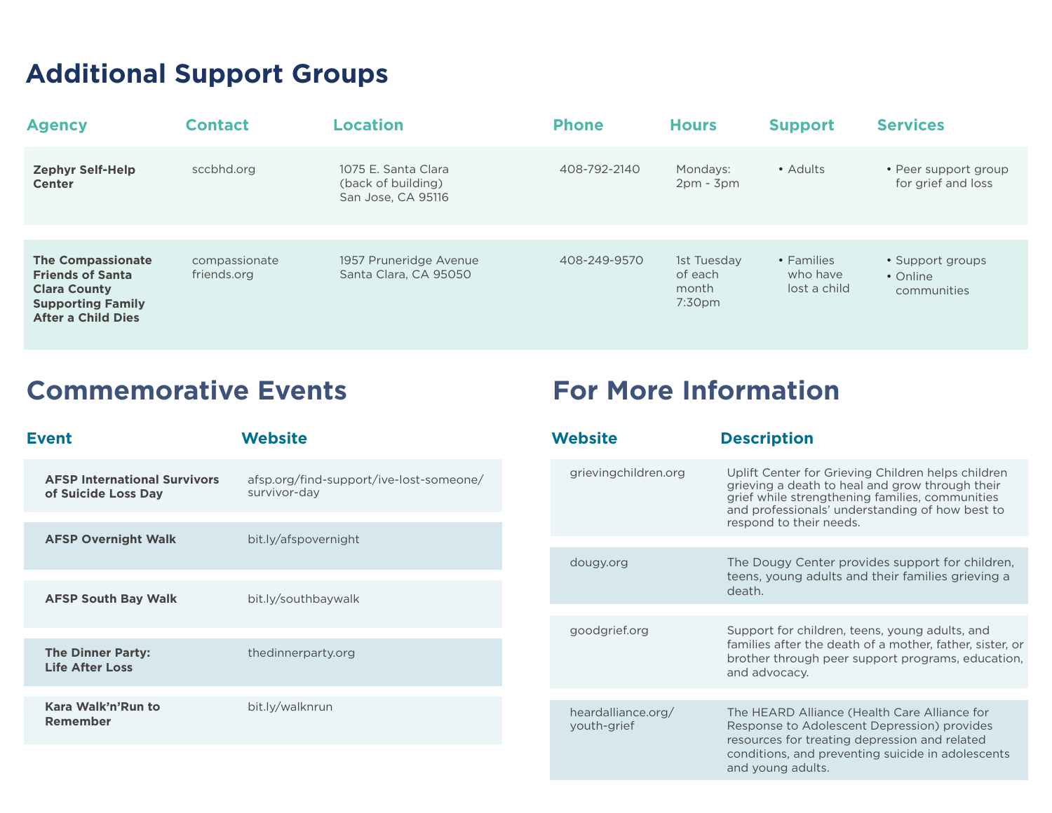## Additional Support Groups

| Agency | Contact | Location | Phone | Hours | Support | Services |
|---|---|---|---|---|---|---|
| **Zephyr Self-Help Center** | sccbhd.org | 1075 E. Santa Clara (back of building) San Jose, CA 95116 | 408-792-2140 | Mondays: 2pm - 3pm | • Adults | • Peer support group for grief and loss |
| **The Compassionate Friends of Santa Clara County Supporting Family After a Child Dies** | compassionatefriends.org | 1957 Pruneridge Avenue Santa Clara, CA 95050 | 408-249-9570 | 1st Tuesday of each month 7:30pm | • Families who have lost a child | • Support groups • Online communities |

## Commemorative Events

| Event | Website |
|---|---|
| **AFSP International Survivors of Suicide Loss Day** | afsp.org/find-support/ive-lost-someone/survivor-day |
| **AFSP Overnight Walk** | bit.ly/afspovernight |
| **AFSP South Bay Walk** | bit.ly/southbaywalk |
| **The Dinner Party: Life After Loss** | thedinnerparty.org |
| **Kara Walk'n'Run to Remember** | bit.ly/walknrun |

## For More Information

| Website | Description |
|---|---|
| grievingchildren.org | Uplift Center for Grieving Children helps children grieving a death to heal and grow through their grief while strengthening families, communities and professionals' understanding of how best to respond to their needs. |
| dougy.org | The Dougy Center provides support for children, teens, young adults and their families grieving a death. |
| goodgrief.org | Support for children, teens, young adults, and families after the death of a mother, father, sister, or brother through peer support programs, education, and advocacy. |
| heardalliance.org/youth-grief | The HEARD Alliance (Health Care Alliance for Response to Adolescent Depression) provides resources for treating depression and related conditions, and preventing suicide in adolescents and young adults. |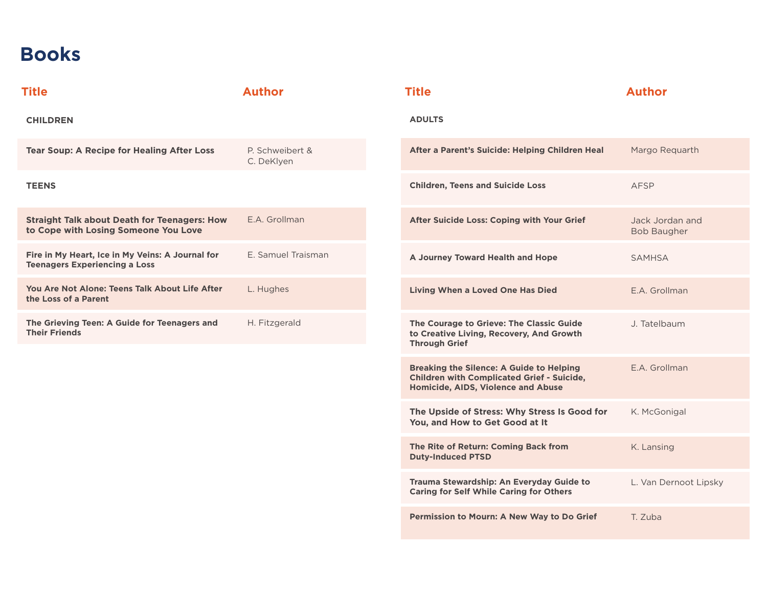# Books

| Title | Author |
| --- | --- |
| **CHILDREN** | |
| **Tear Soup: A Recipe for Healing After Loss** | P. Schweibert & C. DeKlyen |
| **TEENS** | |
| **Straight Talk about Death for Teenagers: How to Cope with Losing Someone You Love** | E.A. Grollman |
| **Fire in My Heart, Ice in My Veins: A Journal for Teenagers Experiencing a Loss** | E. Samuel Traisman |
| **You Are Not Alone: Teens Talk About Life After the Loss of a Parent** | L. Hughes |
| **The Grieving Teen: A Guide for Teenagers and Their Friends** | H. Fitzgerald |

| Title | Author |
| --- | --- |
| **ADULTS** | |
| **After a Parent's Suicide: Helping Children Heal** | Margo Requarth |
| **Children, Teens and Suicide Loss** | AFSP |
| **After Suicide Loss: Coping with Your Grief** | Jack Jordan and Bob Baugher |
| **A Journey Toward Health and Hope** | SAMHSA |
| **Living When a Loved One Has Died** | E.A. Grollman |
| **The Courage to Grieve: The Classic Guide to Creative Living, Recovery, And Growth Through Grief** | J. Tatelbaum |
| **Breaking the Silence: A Guide to Helping Children with Complicated Grief - Suicide, Homicide, AIDS, Violence and Abuse** | E.A. Grollman |
| **The Upside of Stress: Why Stress Is Good for You, and How to Get Good at It** | K. McGonigal |
| **The Rite of Return: Coming Back from Duty-Induced PTSD** | K. Lansing |
| **Trauma Stewardship: An Everyday Guide to Caring for Self While Caring for Others** | L. Van Dernoot Lipsky |
| **Permission to Mourn: A New Way to Do Grief** | T. Zuba |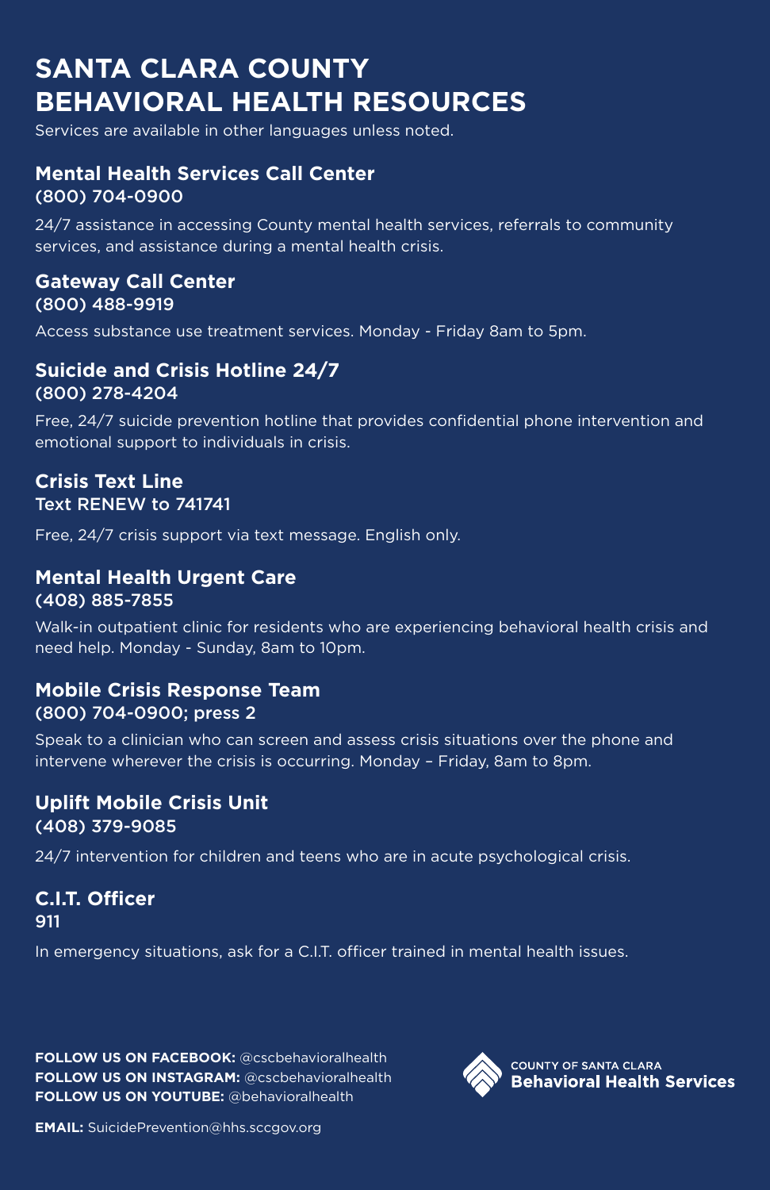# SANTA CLARA COUNTY BEHAVIORAL HEALTH RESOURCES

Services are available in other languages unless noted.

### Mental Health Services Call Center

**(800) 704-0900**

24/7 assistance in accessing County mental health services, referrals to community services, and assistance during a mental health crisis.

### Gateway Call Center

**(800) 488-9919**

Access substance use treatment services. Monday - Friday 8am to 5pm.

### Suicide and Crisis Hotline 24/7

**(800) 278-4204**

Free, 24/7 suicide prevention hotline that provides confidential phone intervention and emotional support to individuals in crisis.

### Crisis Text Line

**Text RENEW to 741741**

Free, 24/7 crisis support via text message. English only.

### Mental Health Urgent Care

**(408) 885-7855**

Walk-in outpatient clinic for residents who are experiencing behavioral health crisis and need help. Monday - Sunday, 8am to 10pm.

### Mobile Crisis Response Team

**(800) 704-0900; press 2**

Speak to a clinician who can screen and assess crisis situations over the phone and intervene wherever the crisis is occurring. Monday – Friday, 8am to 8pm.

### Uplift Mobile Crisis Unit

**(408) 379-9085**

24/7 intervention for children and teens who are in acute psychological crisis.

### C.I.T. Officer

**911**

In emergency situations, ask for a C.I.T. officer trained in mental health issues.

**FOLLOW US ON FACEBOOK:** @cscbehavioralhealth
**FOLLOW US ON INSTAGRAM:** @cscbehavioralhealth
**FOLLOW US ON YOUTUBE:** @behavioralhealth

**EMAIL:** SuicidePrevention@hhs.sccgov.org

COUNTY OF SANTA CLARA
**Behavioral Health Services**